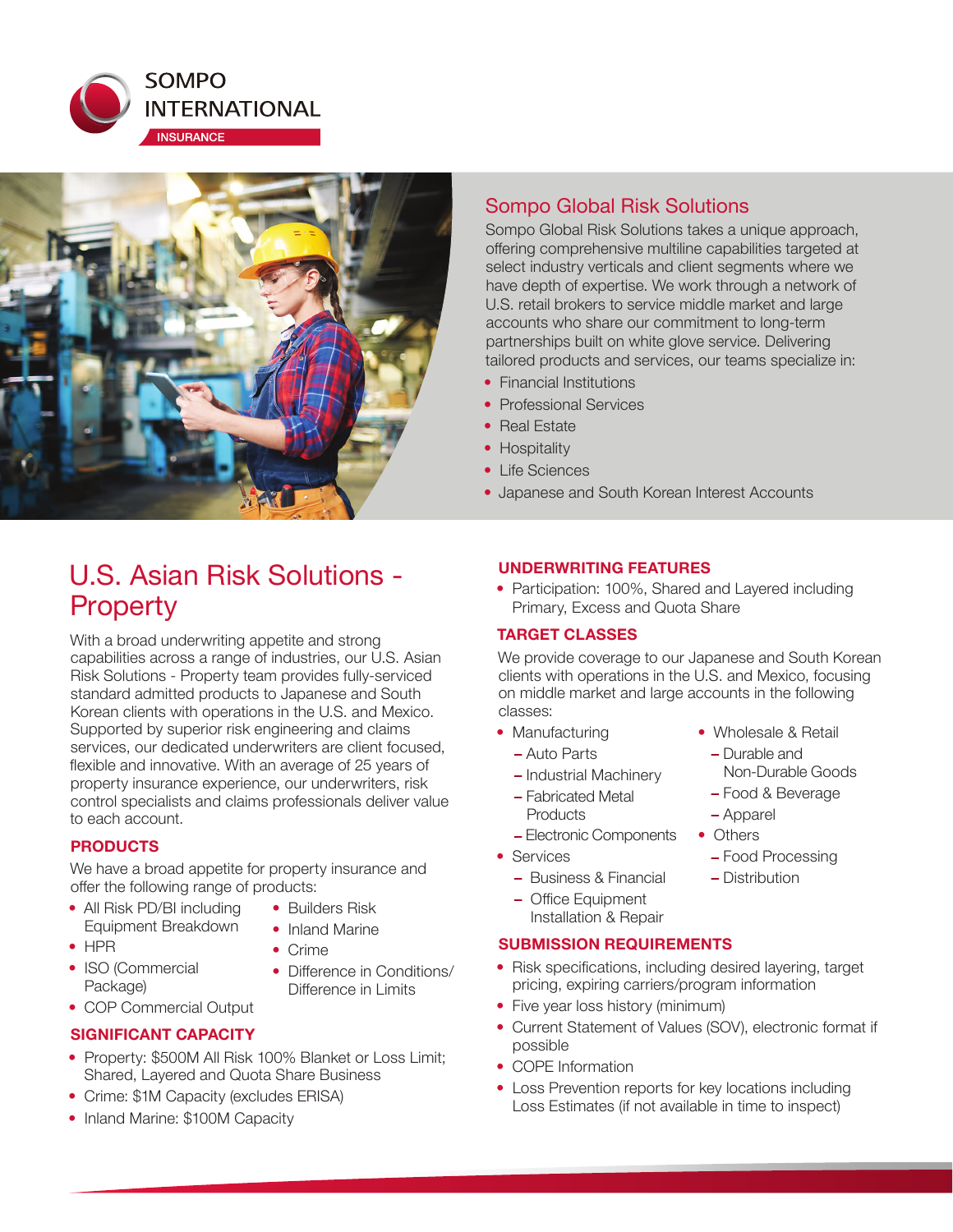SOMPO INTERNATIONAL

INSURANCE

## Sompo Global Risk Solutions

Sompo Global Risk Solutions takes a unique approach, offering comprehensive multiline capabilities targeted at select industry verticals and client segments where we have depth of expertise. We work through a network of U.S. retail brokers to service middle market and large accounts who share our commitment to long-term partnerships built on white glove service. Delivering tailored products and services, our teams specialize in:

- Financial Institutions
- Professional Services
- Real Estate
- Hospitality
- Life Sciences
- Japanese and South Korean Interest Accounts

# U.S. Asian Risk Solutions - Property

With a broad underwriting appetite and strong capabilities across a range of industries, our U.S. Asian Risk Solutions - Property team provides fully-serviced standard admitted products to Japanese and South Korean clients with operations in the U.S. and Mexico. Supported by superior risk engineering and claims services, our dedicated underwriters are client focused, flexible and innovative. With an average of 25 years of property insurance experience, our underwriters, risk control specialists and claims professionals deliver value to each account.

### PRODUCTS

We have a broad appetite for property insurance and offer the following range of products:

- All Risk PD/BI including Equipment Breakdown
- HPR
- ISO (Commercial Package)
- COP Commercial Output
- Builders Risk
- Inland Marine
- Crime
- Difference in Conditions/ Difference in Limits

### SIGNIFICANT CAPACITY

- Property: $500M All Risk 100% Blanket or Loss Limit; Shared, Layered and Quota Share Business
- Crime: $1M Capacity (excludes ERISA)
- Inland Marine: $100M Capacity

### UNDERWRITING FEATURES

- Participation: 100%, Shared and Layered including Primary, Excess and Quota Share

### TARGET CLASSES

We provide coverage to our Japanese and South Korean clients with operations in the U.S. and Mexico, focusing on middle market and large accounts in the following classes:

- Manufacturing
  - Auto Parts
  - Industrial Machinery
  - Fabricated Metal Products
  - Electronic Components
- Services
  - Business & Financial
  - Office Equipment Installation & Repair
- Wholesale & Retail
  - Durable and Non-Durable Goods
  - Food & Beverage
  - Apparel
- Others
  - Food Processing
  - Distribution

### SUBMISSION REQUIREMENTS

- Risk specifications, including desired layering, target pricing, expiring carriers/program information
- Five year loss history (minimum)
- Current Statement of Values (SOV), electronic format if possible
- COPE Information
- Loss Prevention reports for key locations including Loss Estimates (if not available in time to inspect)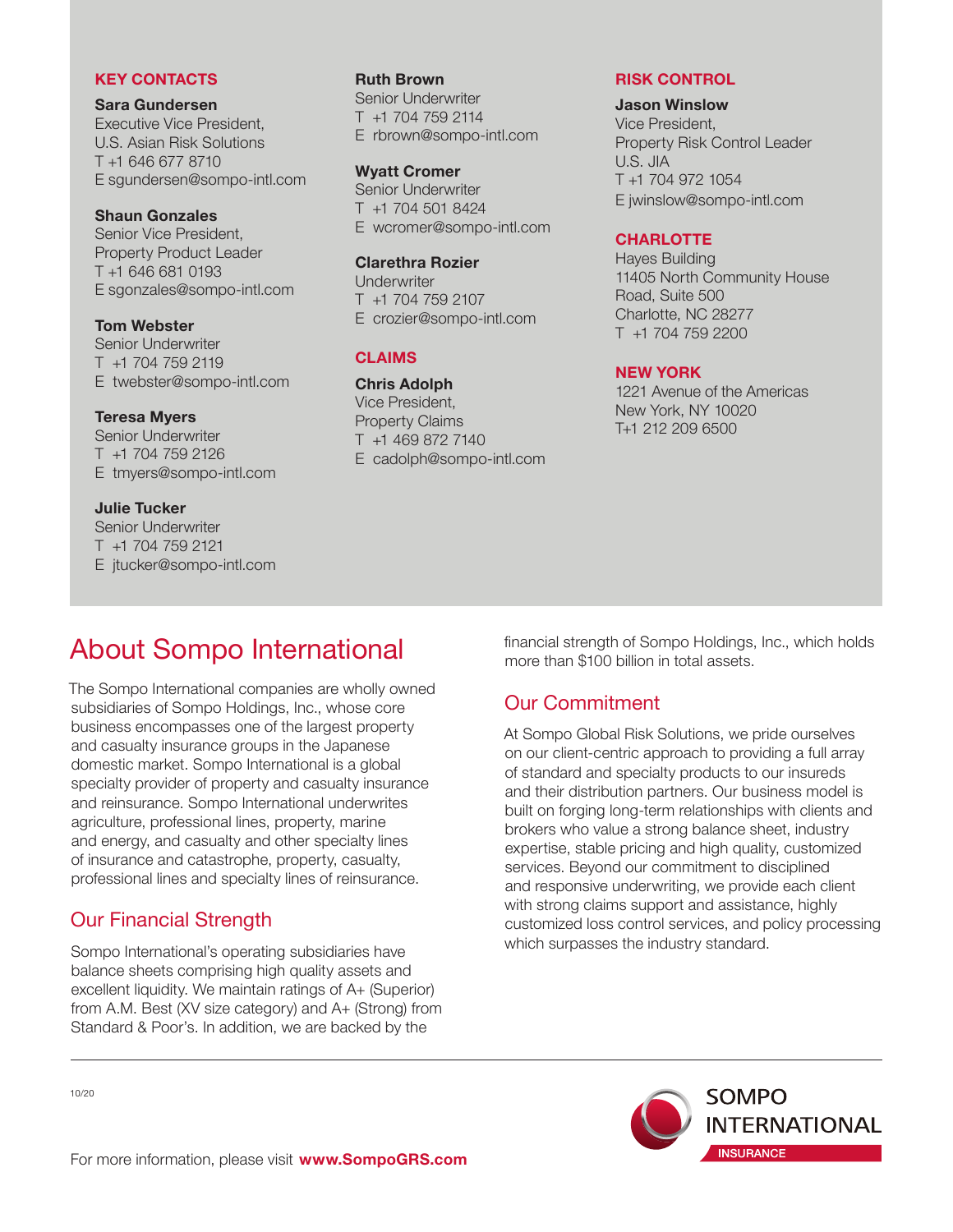## KEY CONTACTS

**Sara Gundersen**
Executive Vice President,
U.S. Asian Risk Solutions
T +1 646 677 8710
E sgundersen@sompo-intl.com

**Shaun Gonzales**
Senior Vice President,
Property Product Leader
T +1 646 681 0193
E sgonzales@sompo-intl.com

**Tom Webster**
Senior Underwriter
T +1 704 759 2119
E twebster@sompo-intl.com

**Teresa Myers**
Senior Underwriter
T +1 704 759 2126
E tmyers@sompo-intl.com

**Julie Tucker**
Senior Underwriter
T +1 704 759 2121
E jtucker@sompo-intl.com

**Ruth Brown**
Senior Underwriter
T +1 704 759 2114
E rbrown@sompo-intl.com

**Wyatt Cromer**
Senior Underwriter
T +1 704 501 8424
E wcromer@sompo-intl.com

**Clarethra Rozier**
Underwriter
T +1 704 759 2107
E crozier@sompo-intl.com

## CLAIMS

**Chris Adolph**
Vice President,
Property Claims
T +1 469 872 7140
E cadolph@sompo-intl.com

## RISK CONTROL

**Jason Winslow**
Vice President,
Property Risk Control Leader
U.S. JIA
T +1 704 972 1054
E jwinslow@sompo-intl.com

## CHARLOTTE

Hayes Building
11405 North Community House
Road, Suite 500
Charlotte, NC 28277
T +1 704 759 2200

## NEW YORK

1221 Avenue of the Americas
New York, NY 10020
T+1 212 209 6500

# About Sompo International

The Sompo International companies are wholly owned subsidiaries of Sompo Holdings, Inc., whose core business encompasses one of the largest property and casualty insurance groups in the Japanese domestic market. Sompo International is a global specialty provider of property and casualty insurance and reinsurance. Sompo International underwrites agriculture, professional lines, property, marine and energy, and casualty and other specialty lines of insurance and catastrophe, property, casualty, professional lines and specialty lines of reinsurance.

## Our Financial Strength

Sompo International's operating subsidiaries have balance sheets comprising high quality assets and excellent liquidity. We maintain ratings of A+ (Superior) from A.M. Best (XV size category) and A+ (Strong) from Standard & Poor's. In addition, we are backed by the financial strength of Sompo Holdings, Inc., which holds more than $100 billion in total assets.

## Our Commitment

At Sompo Global Risk Solutions, we pride ourselves on our client-centric approach to providing a full array of standard and specialty products to our insureds and their distribution partners. Our business model is built on forging long-term relationships with clients and brokers who value a strong balance sheet, industry expertise, stable pricing and high quality, customized services. Beyond our commitment to disciplined and responsive underwriting, we provide each client with strong claims support and assistance, highly customized loss control services, and policy processing which surpasses the industry standard.

10/20

For more information, please visit **www.SompoGRS.com**

SOMPO INTERNATIONAL
INSURANCE